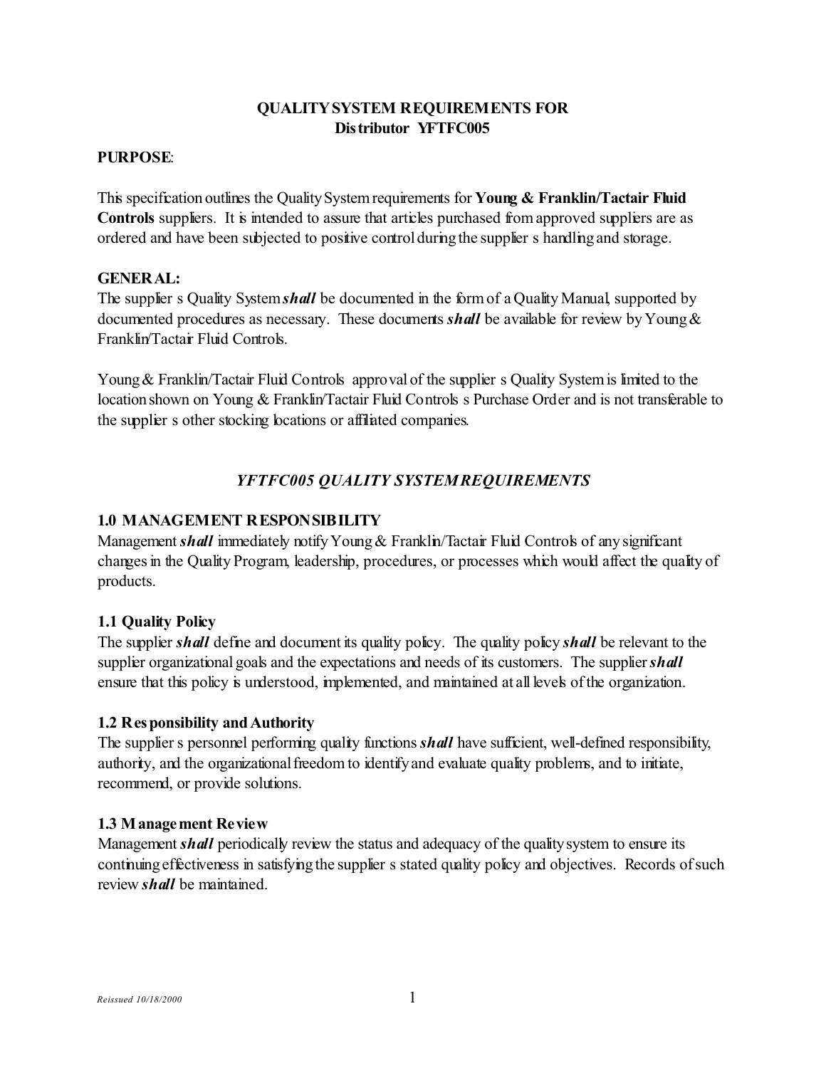# QUALITY SYSTEM REQUIREMENTS FOR
## Distributor YFTFC005

**PURPOSE**:

This specification outlines the Quality System requirements for **Young & Franklin/Tactair Fluid Controls** suppliers. It is intended to assure that articles purchased from approved suppliers are as ordered and have been subjected to positive control during the supplier s handling and storage.

**GENERAL:**

The supplier s Quality System ***shall*** be documented in the form of a Quality Manual, supported by documented procedures as necessary. These documents ***shall*** be available for review by Young & Franklin/Tactair Fluid Controls.

Young & Franklin/Tactair Fluid Controls approval of the supplier s Quality System is limited to the location shown on Young & Franklin/Tactair Fluid Controls s Purchase Order and is not transferable to the supplier s other stocking locations or affiliated companies.

## *YFTFC005 QUALITY SYSTEM REQUIREMENTS*

### 1.0 MANAGEMENT RESPONSIBILITY

Management ***shall*** immediately notify Young & Franklin/Tactair Fluid Controls of any significant changes in the Quality Program, leadership, procedures, or processes which would affect the quality of products.

### 1.1 Quality Policy

The supplier ***shall*** define and document its quality policy. The quality policy ***shall*** be relevant to the supplier organizational goals and the expectations and needs of its customers. The supplier ***shall*** ensure that this policy is understood, implemented, and maintained at all levels of the organization.

### 1.2 Responsibility and Authority

The supplier s personnel performing quality functions ***shall*** have sufficient, well-defined responsibility, authority, and the organizational freedom to identify and evaluate quality problems, and to initiate, recommend, or provide solutions.

### 1.3 Management Review

Management ***shall*** periodically review the status and adequacy of the quality system to ensure its continuing effectiveness in satisfying the supplier s stated quality policy and objectives. Records of such review ***shall*** be maintained.

*Reissued 10/18/2000*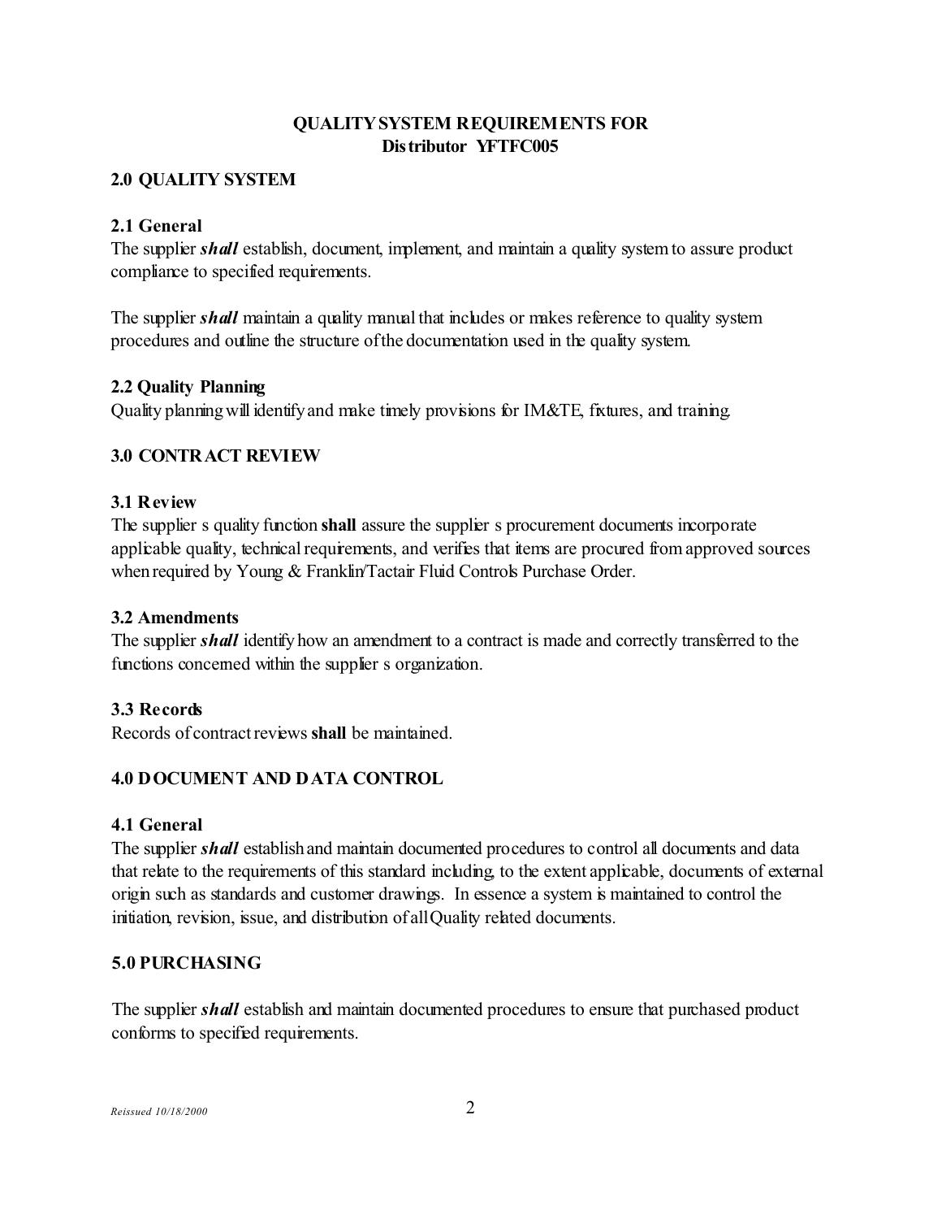## QUALITY SYSTEM REQUIREMENTS FOR Distributor YFTFC005

### 2.0 QUALITY SYSTEM

#### 2.1 General

The supplier ***shall*** establish, document, implement, and maintain a quality system to assure product compliance to specified requirements.

The supplier ***shall*** maintain a quality manual that includes or makes reference to quality system procedures and outline the structure of the documentation used in the quality system.

#### 2.2 Quality Planning

Quality planning will identify and make timely provisions for IM&TE, fixtures, and training.

### 3.0 CONTRACT REVIEW

#### 3.1 Review

The supplier s quality function **shall** assure the supplier s procurement documents incorporate applicable quality, technical requirements, and verifies that items are procured from approved sources when required by Young & Franklin/Tactair Fluid Controls Purchase Order.

#### 3.2 Amendments

The supplier ***shall*** identify how an amendment to a contract is made and correctly transferred to the functions concerned within the supplier s organization.

#### 3.3 Records

Records of contract reviews **shall** be maintained.

### 4.0 DOCUMENT AND DATA CONTROL

#### 4.1 General

The supplier ***shall*** establish and maintain documented procedures to control all documents and data that relate to the requirements of this standard including, to the extent applicable, documents of external origin such as standards and customer drawings. In essence a system is maintained to control the initiation, revision, issue, and distribution of all Quality related documents.

### 5.0 PURCHASING

The supplier ***shall*** establish and maintain documented procedures to ensure that purchased product conforms to specified requirements.

*Reissued 10/18/2000*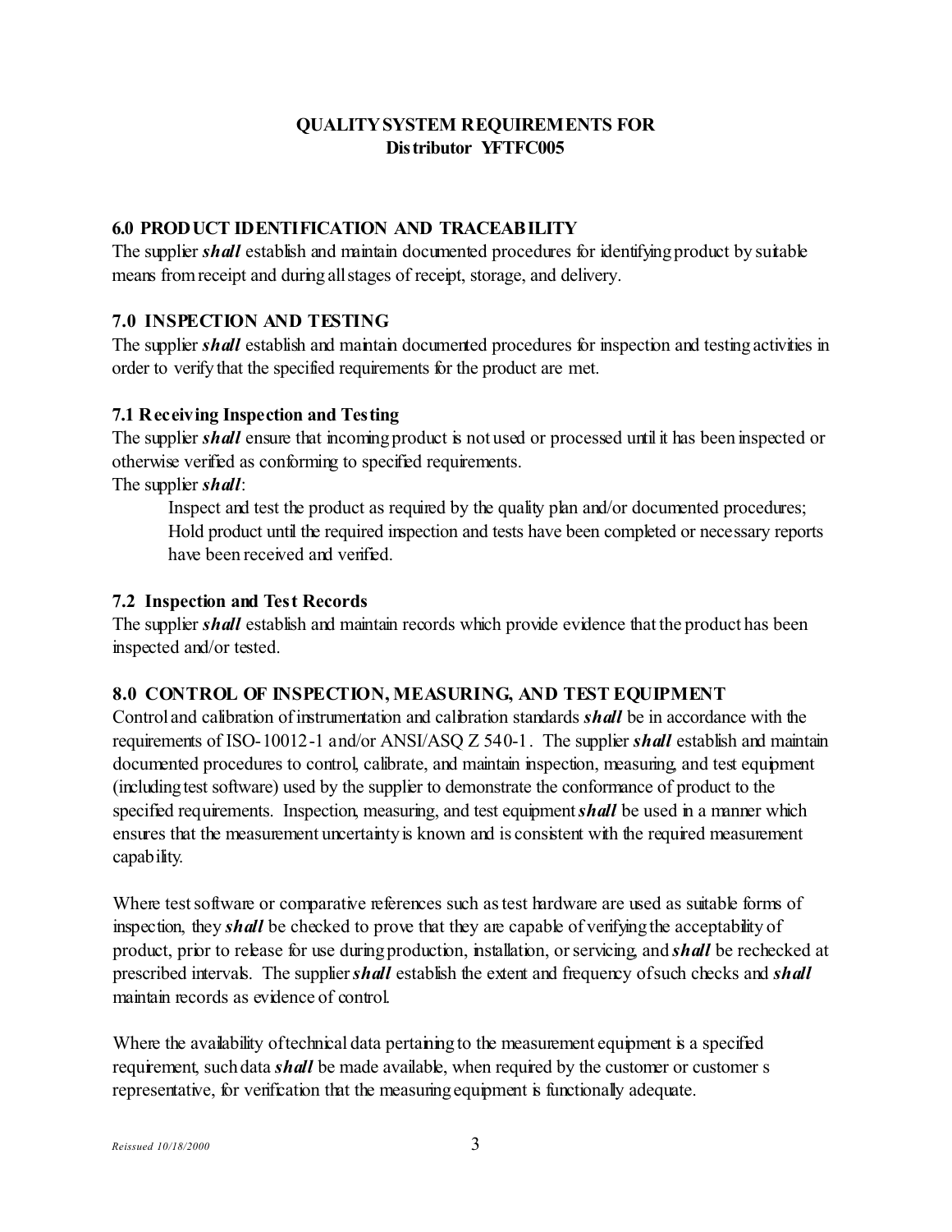**QUALITY SYSTEM REQUIREMENTS FOR**
**Distributor YFTFC005**

### 6.0 PRODUCT IDENTIFICATION AND TRACEABILITY

The supplier ***shall*** establish and maintain documented procedures for identifying product by suitable means from receipt and during all stages of receipt, storage, and delivery.

### 7.0 INSPECTION AND TESTING

The supplier ***shall*** establish and maintain documented procedures for inspection and testing activities in order to verify that the specified requirements for the product are met.

#### 7.1 Receiving Inspection and Testing

The supplier ***shall*** ensure that incoming product is not used or processed until it has been inspected or otherwise verified as conforming to specified requirements.

The supplier ***shall***:

Inspect and test the product as required by the quality plan and/or documented procedures;
Hold product until the required inspection and tests have been completed or necessary reports have been received and verified.

#### 7.2 Inspection and Test Records

The supplier ***shall*** establish and maintain records which provide evidence that the product has been inspected and/or tested.

### 8.0 CONTROL OF INSPECTION, MEASURING, AND TEST EQUIPMENT

Control and calibration of instrumentation and calibration standards ***shall*** be in accordance with the requirements of ISO-10012-1 and/or ANSI/ASQ Z 540-1. The supplier ***shall*** establish and maintain documented procedures to control, calibrate, and maintain inspection, measuring, and test equipment (including test software) used by the supplier to demonstrate the conformance of product to the specified requirements. Inspection, measuring, and test equipment ***shall*** be used in a manner which ensures that the measurement uncertainty is known and is consistent with the required measurement capability.

Where test software or comparative references such as test hardware are used as suitable forms of inspection, they ***shall*** be checked to prove that they are capable of verifying the acceptability of product, prior to release for use during production, installation, or servicing, and ***shall*** be rechecked at prescribed intervals. The supplier ***shall*** establish the extent and frequency of such checks and ***shall*** maintain records as evidence of control.

Where the availability of technical data pertaining to the measurement equipment is a specified requirement, such data ***shall*** be made available, when required by the customer or customer s representative, for verification that the measuring equipment is functionally adequate.

*Reissued 10/18/2000*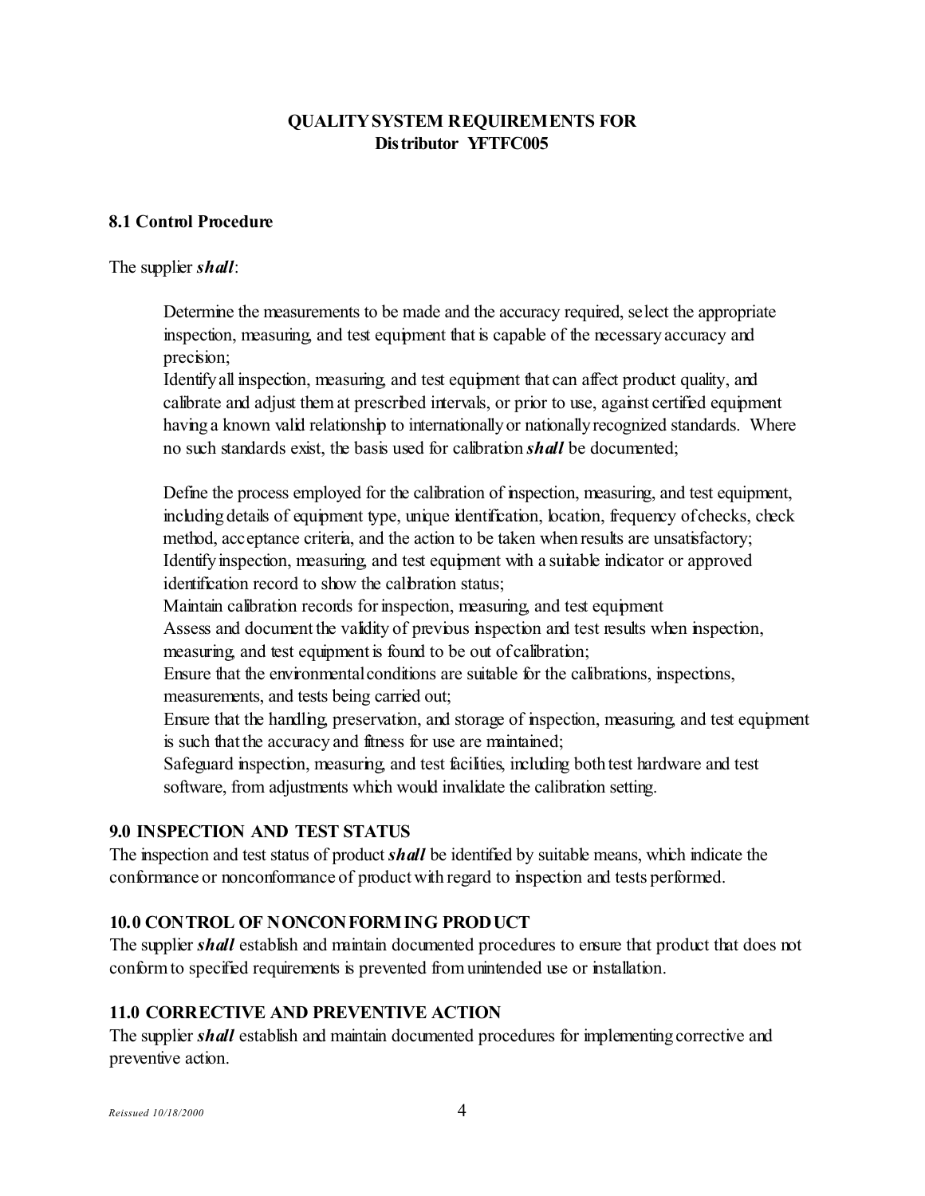**QUALITY SYSTEM REQUIREMENTS FOR**
**Distributor YFTFC005**

### 8.1 Control Procedure

The supplier ***shall***:

Determine the measurements to be made and the accuracy required, select the appropriate inspection, measuring, and test equipment that is capable of the necessary accuracy and precision;
Identify all inspection, measuring, and test equipment that can affect product quality, and calibrate and adjust them at prescribed intervals, or prior to use, against certified equipment having a known valid relationship to internationally or nationally recognized standards. Where no such standards exist, the basis used for calibration ***shall*** be documented;

Define the process employed for the calibration of inspection, measuring, and test equipment, including details of equipment type, unique identification, location, frequency of checks, check method, acceptance criteria, and the action to be taken when results are unsatisfactory;
Identify inspection, measuring, and test equipment with a suitable indicator or approved identification record to show the calibration status;
Maintain calibration records for inspection, measuring, and test equipment
Assess and document the validity of previous inspection and test results when inspection, measuring, and test equipment is found to be out of calibration;
Ensure that the environmental conditions are suitable for the calibrations, inspections, measurements, and tests being carried out;
Ensure that the handling, preservation, and storage of inspection, measuring, and test equipment is such that the accuracy and fitness for use are maintained;
Safeguard inspection, measuring, and test facilities, including both test hardware and test software, from adjustments which would invalidate the calibration setting.

### 9.0 INSPECTION AND TEST STATUS

The inspection and test status of product ***shall*** be identified by suitable means, which indicate the conformance or nonconformance of product with regard to inspection and tests performed.

### 10.0 CONTROL OF NONCONFORMING PRODUCT

The supplier ***shall*** establish and maintain documented procedures to ensure that product that does not conform to specified requirements is prevented from unintended use or installation.

### 11.0 CORRECTIVE AND PREVENTIVE ACTION

The supplier ***shall*** establish and maintain documented procedures for implementing corrective and preventive action.

*Reissued 10/18/2000*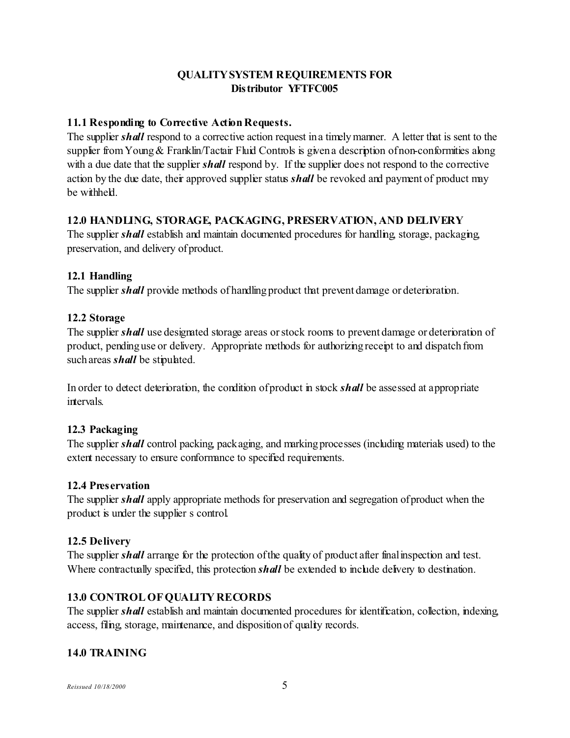## QUALITY SYSTEM REQUIREMENTS FOR Distributor YFTFC005

### 11.1 Responding to Corrective Action Requests.

The supplier ***shall*** respond to a corrective action request in a timely manner. A letter that is sent to the supplier from Young & Franklin/Tactair Fluid Controls is given a description of non-conformities along with a due date that the supplier ***shall*** respond by. If the supplier does not respond to the corrective action by the due date, their approved supplier status ***shall*** be revoked and payment of product may be withheld.

### 12.0 HANDLING, STORAGE, PACKAGING, PRESERVATION, AND DELIVERY

The supplier ***shall*** establish and maintain documented procedures for handling, storage, packaging, preservation, and delivery of product.

### 12.1 Handling

The supplier ***shall*** provide methods of handling product that prevent damage or deterioration.

### 12.2 Storage

The supplier ***shall*** use designated storage areas or stock rooms to prevent damage or deterioration of product, pending use or delivery. Appropriate methods for authorizing receipt to and dispatch from such areas ***shall*** be stipulated.

In order to detect deterioration, the condition of product in stock ***shall*** be assessed at appropriate intervals.

### 12.3 Packaging

The supplier ***shall*** control packing, packaging, and marking processes (including materials used) to the extent necessary to ensure conformance to specified requirements.

### 12.4 Preservation

The supplier ***shall*** apply appropriate methods for preservation and segregation of product when the product is under the supplier s control.

### 12.5 Delivery

The supplier ***shall*** arrange for the protection of the quality of product after final inspection and test. Where contractually specified, this protection ***shall*** be extended to include delivery to destination.

### 13.0 CONTROL OF QUALITY RECORDS

The supplier ***shall*** establish and maintain documented procedures for identification, collection, indexing, access, filing, storage, maintenance, and disposition of quality records.

### 14.0 TRAINING

*Reissued 10/18/2000*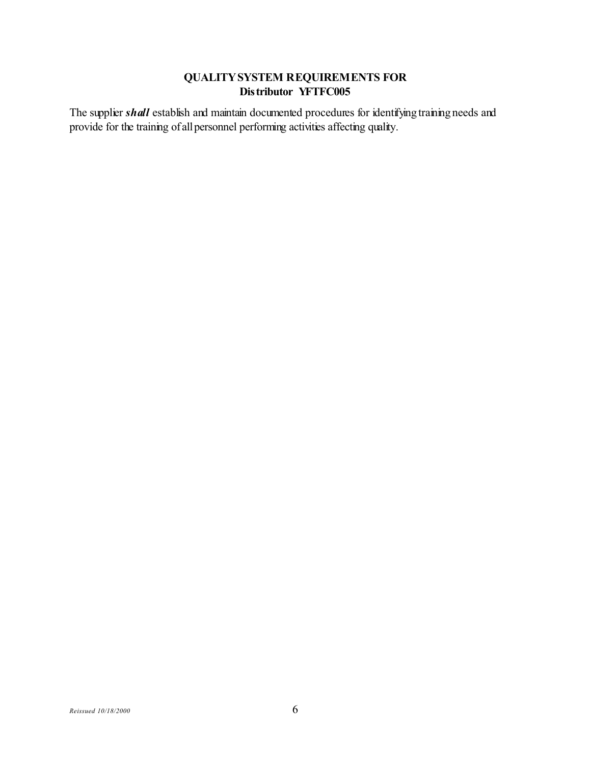**QUALITY SYSTEM REQUIREMENTS FOR**
**Distributor YFTFC005**

The supplier ***shall*** establish and maintain documented procedures for identifying training needs and provide for the training of all personnel performing activities affecting quality.

*Reissued 10/18/2000*